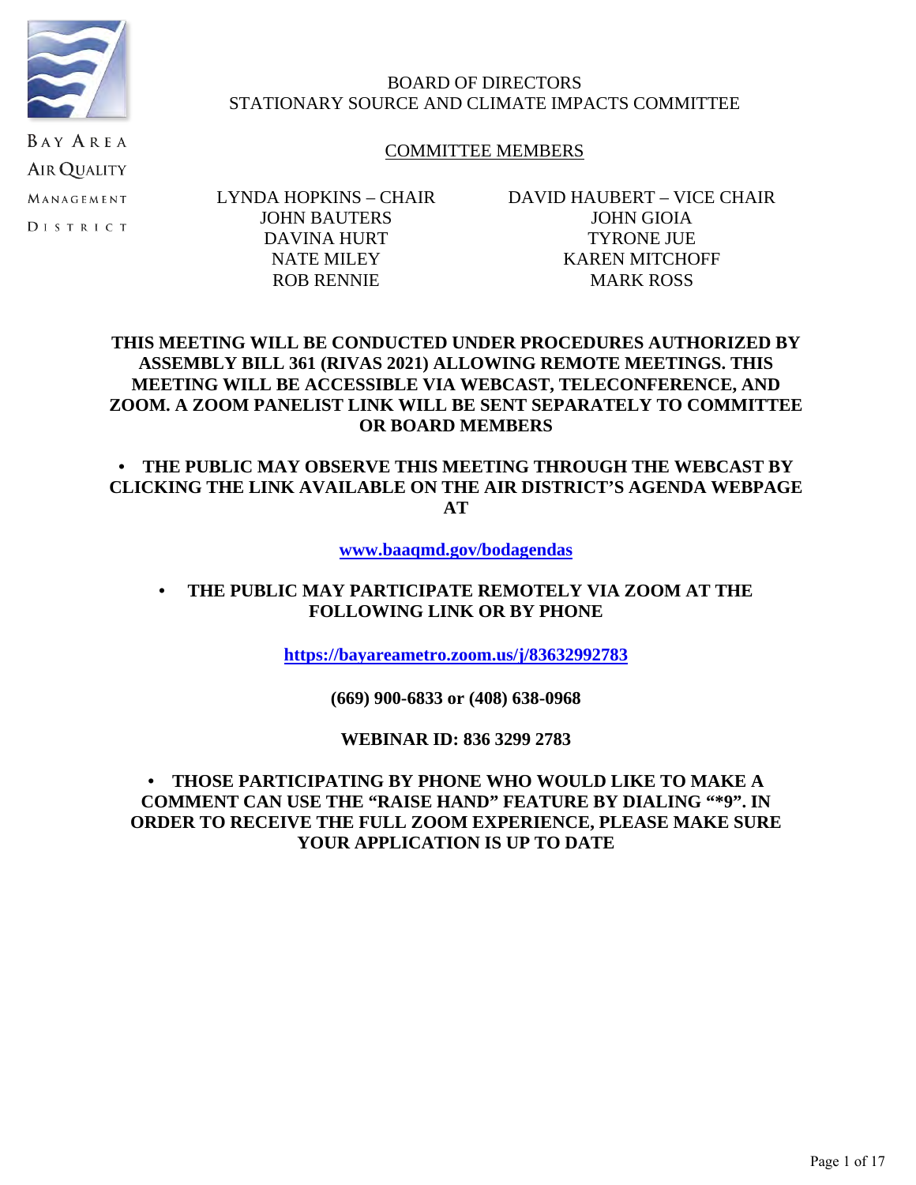BAY AREA AIR QUALITY MANAGEMENT DISTRICT

# BOARD OF DIRECTORS
# STATIONARY SOURCE AND CLIMATE IMPACTS COMMITTEE

COMMITTEE MEMBERS

| | |
|---|---|
| LYNDA HOPKINS – CHAIR | DAVID HAUBERT – VICE CHAIR |
| JOHN BAUTERS | JOHN GIOIA |
| DAVINA HURT | TYRONE JUE |
| NATE MILEY | KAREN MITCHOFF |
| ROB RENNIE | MARK ROSS |

**THIS MEETING WILL BE CONDUCTED UNDER PROCEDURES AUTHORIZED BY ASSEMBLY BILL 361 (RIVAS 2021) ALLOWING REMOTE MEETINGS. THIS MEETING WILL BE ACCESSIBLE VIA WEBCAST, TELECONFERENCE, AND ZOOM. A ZOOM PANELIST LINK WILL BE SENT SEPARATELY TO COMMITTEE OR BOARD MEMBERS**

- **THE PUBLIC MAY OBSERVE THIS MEETING THROUGH THE WEBCAST BY CLICKING THE LINK AVAILABLE ON THE AIR DISTRICT'S AGENDA WEBPAGE AT**

**www.baaqmd.gov/bodagendas**

- **THE PUBLIC MAY PARTICIPATE REMOTELY VIA ZOOM AT THE FOLLOWING LINK OR BY PHONE**

**https://bayareametro.zoom.us/j/83632992783**

**(669) 900-6833 or (408) 638-0968**

**WEBINAR ID: 836 3299 2783**

- **THOSE PARTICIPATING BY PHONE WHO WOULD LIKE TO MAKE A COMMENT CAN USE THE "RAISE HAND" FEATURE BY DIALING "*9". IN ORDER TO RECEIVE THE FULL ZOOM EXPERIENCE, PLEASE MAKE SURE YOUR APPLICATION IS UP TO DATE**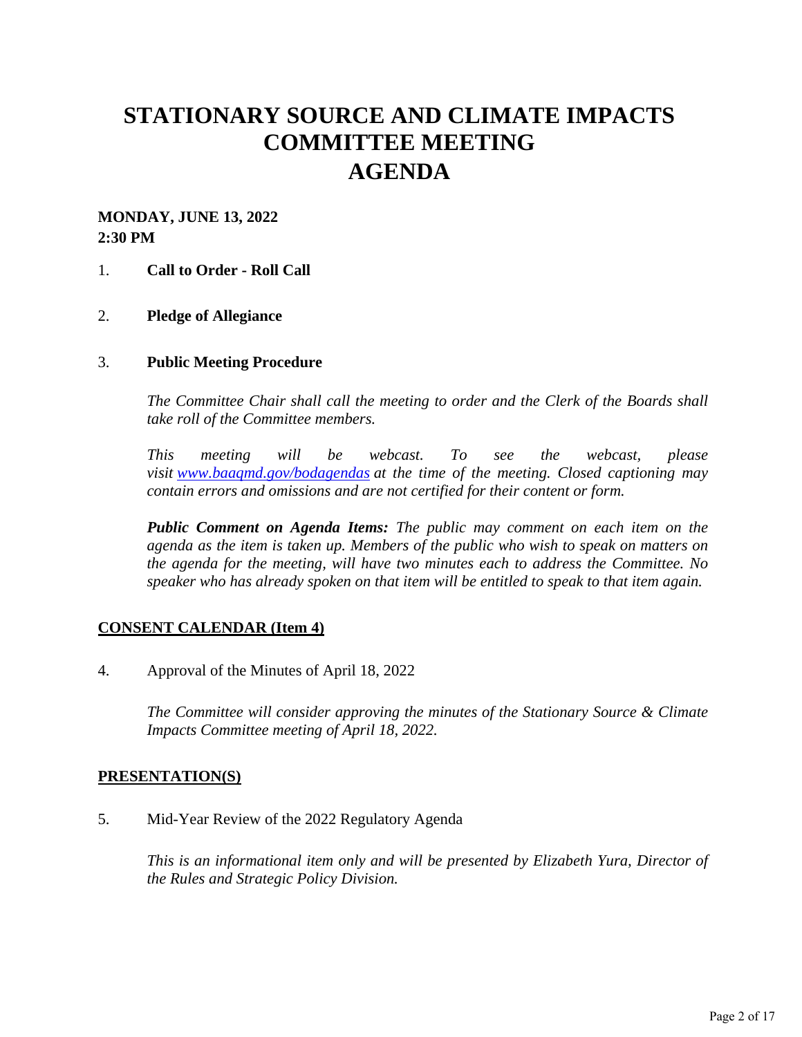# STATIONARY SOURCE AND CLIMATE IMPACTS COMMITTEE MEETING
# AGENDA

**MONDAY, JUNE 13, 2022**
**2:30 PM**

1. **Call to Order - Roll Call**

2. **Pledge of Allegiance**

3. **Public Meeting Procedure**

   *The Committee Chair shall call the meeting to order and the Clerk of the Boards shall take roll of the Committee members.*

   *This meeting will be webcast. To see the webcast, please visit [www.baaqmd.gov/bodagendas](http://www.baaqmd.gov/bodagendas) at the time of the meeting. Closed captioning may contain errors and omissions and are not certified for their content or form.*

   ***Public Comment on Agenda Items:** The public may comment on each item on the agenda as the item is taken up. Members of the public who wish to speak on matters on the agenda for the meeting, will have two minutes each to address the Committee. No speaker who has already spoken on that item will be entitled to speak to that item again.*

## CONSENT CALENDAR (Item 4)

4. Approval of the Minutes of April 18, 2022

   *The Committee will consider approving the minutes of the Stationary Source & Climate Impacts Committee meeting of April 18, 2022.*

## PRESENTATION(S)

5. Mid-Year Review of the 2022 Regulatory Agenda

   *This is an informational item only and will be presented by Elizabeth Yura, Director of the Rules and Strategic Policy Division.*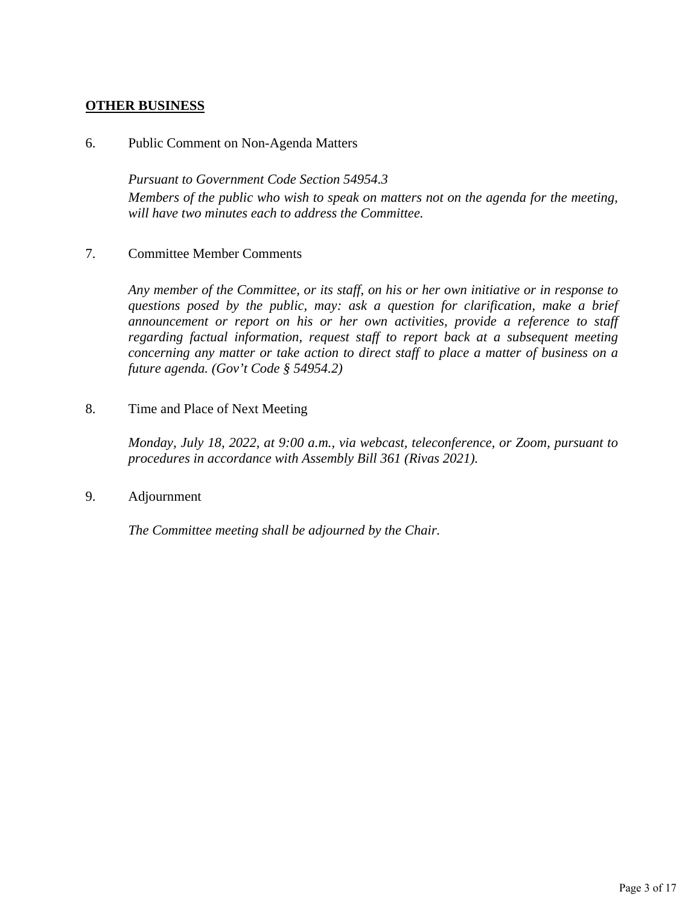## **OTHER BUSINESS**

6. Public Comment on Non-Agenda Matters

   *Pursuant to Government Code Section 54954.3*
   *Members of the public who wish to speak on matters not on the agenda for the meeting, will have two minutes each to address the Committee.*

7. Committee Member Comments

   *Any member of the Committee, or its staff, on his or her own initiative or in response to questions posed by the public, may: ask a question for clarification, make a brief announcement or report on his or her own activities, provide a reference to staff regarding factual information, request staff to report back at a subsequent meeting concerning any matter or take action to direct staff to place a matter of business on a future agenda. (Gov't Code § 54954.2)*

8. Time and Place of Next Meeting

   *Monday, July 18, 2022, at 9:00 a.m., via webcast, teleconference, or Zoom, pursuant to procedures in accordance with Assembly Bill 361 (Rivas 2021).*

9. Adjournment

   *The Committee meeting shall be adjourned by the Chair.*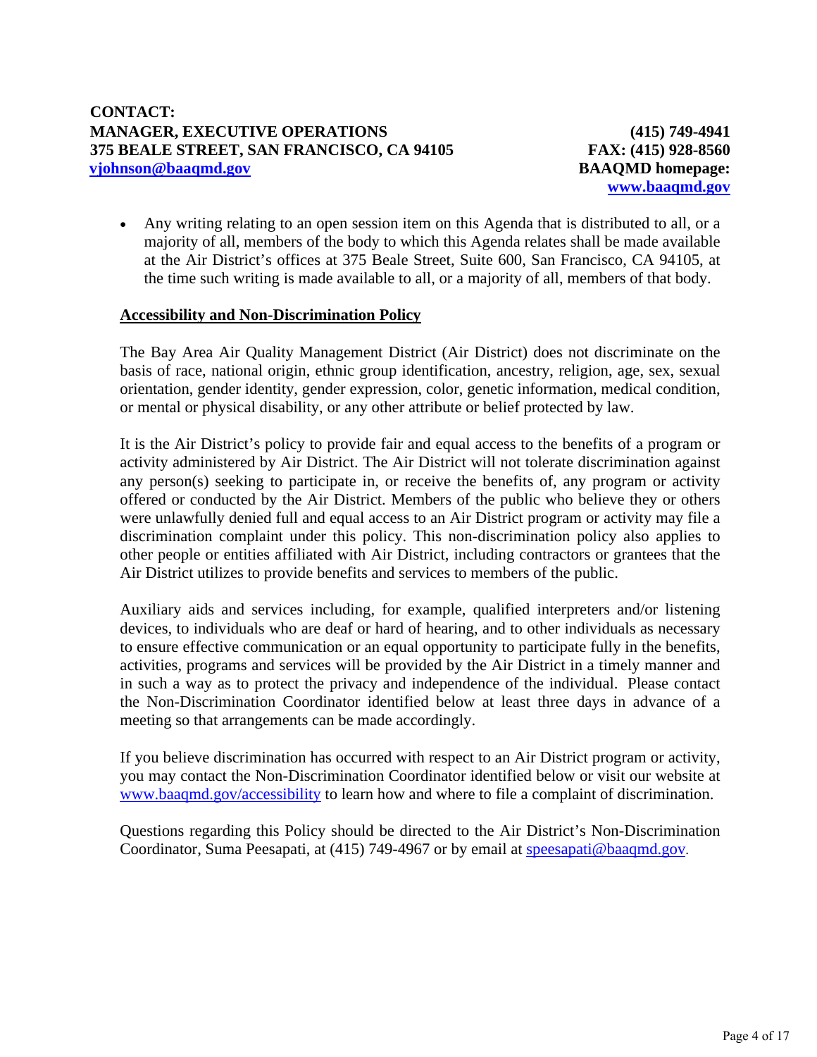**CONTACT:**
**MANAGER, EXECUTIVE OPERATIONS** **(415) 749-4941**
**375 BEALE STREET, SAN FRANCISCO, CA 94105** **FAX: (415) 928-8560**
**vjohnson@baaqmd.gov** **BAAQMD homepage:** **www.baaqmd.gov**

- Any writing relating to an open session item on this Agenda that is distributed to all, or a majority of all, members of the body to which this Agenda relates shall be made available at the Air District's offices at 375 Beale Street, Suite 600, San Francisco, CA 94105, at the time such writing is made available to all, or a majority of all, members of that body.

**Accessibility and Non-Discrimination Policy**

The Bay Area Air Quality Management District (Air District) does not discriminate on the basis of race, national origin, ethnic group identification, ancestry, religion, age, sex, sexual orientation, gender identity, gender expression, color, genetic information, medical condition, or mental or physical disability, or any other attribute or belief protected by law.

It is the Air District's policy to provide fair and equal access to the benefits of a program or activity administered by Air District. The Air District will not tolerate discrimination against any person(s) seeking to participate in, or receive the benefits of, any program or activity offered or conducted by the Air District. Members of the public who believe they or others were unlawfully denied full and equal access to an Air District program or activity may file a discrimination complaint under this policy. This non-discrimination policy also applies to other people or entities affiliated with Air District, including contractors or grantees that the Air District utilizes to provide benefits and services to members of the public.

Auxiliary aids and services including, for example, qualified interpreters and/or listening devices, to individuals who are deaf or hard of hearing, and to other individuals as necessary to ensure effective communication or an equal opportunity to participate fully in the benefits, activities, programs and services will be provided by the Air District in a timely manner and in such a way as to protect the privacy and independence of the individual. Please contact the Non-Discrimination Coordinator identified below at least three days in advance of a meeting so that arrangements can be made accordingly.

If you believe discrimination has occurred with respect to an Air District program or activity, you may contact the Non-Discrimination Coordinator identified below or visit our website at www.baaqmd.gov/accessibility to learn how and where to file a complaint of discrimination.

Questions regarding this Policy should be directed to the Air District's Non-Discrimination Coordinator, Suma Peesapati, at (415) 749-4967 or by email at speesapati@baaqmd.gov.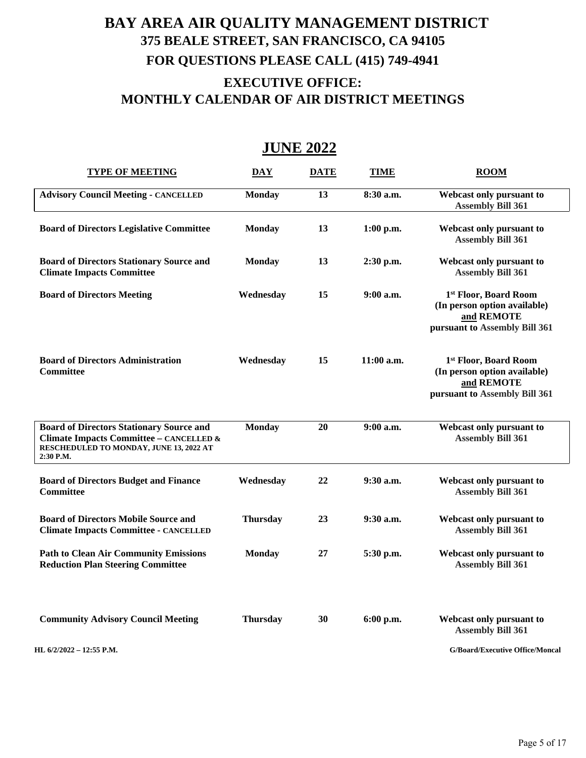# BAY AREA AIR QUALITY MANAGEMENT DISTRICT

## 375 BEALE STREET, SAN FRANCISCO, CA 94105

## FOR QUESTIONS PLEASE CALL (415) 749-4941

## EXECUTIVE OFFICE: MONTHLY CALENDAR OF AIR DISTRICT MEETINGS

## JUNE 2022

| TYPE OF MEETING | DAY | DATE | TIME | ROOM |
| --- | --- | --- | --- | --- |
| **Advisory Council Meeting - CANCELLED** | Monday | 13 | 8:30 a.m. | Webcast only pursuant to Assembly Bill 361 |
| **Board of Directors Legislative Committee** | Monday | 13 | 1:00 p.m. | Webcast only pursuant to Assembly Bill 361 |
| **Board of Directors Stationary Source and Climate Impacts Committee** | Monday | 13 | 2:30 p.m. | Webcast only pursuant to Assembly Bill 361 |
| **Board of Directors Meeting** | Wednesday | 15 | 9:00 a.m. | 1st Floor, Board Room (In person option available) and REMOTE pursuant to Assembly Bill 361 |
| **Board of Directors Administration Committee** | Wednesday | 15 | 11:00 a.m. | 1st Floor, Board Room (In person option available) and REMOTE pursuant to Assembly Bill 361 |
| **Board of Directors Stationary Source and Climate Impacts Committee – CANCELLED & RESCHEDULED TO MONDAY, JUNE 13, 2022 AT 2:30 P.M.** | Monday | 20 | 9:00 a.m. | Webcast only pursuant to Assembly Bill 361 |
| **Board of Directors Budget and Finance Committee** | Wednesday | 22 | 9:30 a.m. | Webcast only pursuant to Assembly Bill 361 |
| **Board of Directors Mobile Source and Climate Impacts Committee - CANCELLED** | Thursday | 23 | 9:30 a.m. | Webcast only pursuant to Assembly Bill 361 |
| **Path to Clean Air Community Emissions Reduction Plan Steering Committee** | Monday | 27 | 5:30 p.m. | Webcast only pursuant to Assembly Bill 361 |
| **Community Advisory Council Meeting** | Thursday | 30 | 6:00 p.m. | Webcast only pursuant to Assembly Bill 361 |

HL 6/2/2022 – 12:55 P.M. G/Board/Executive Office/Moncal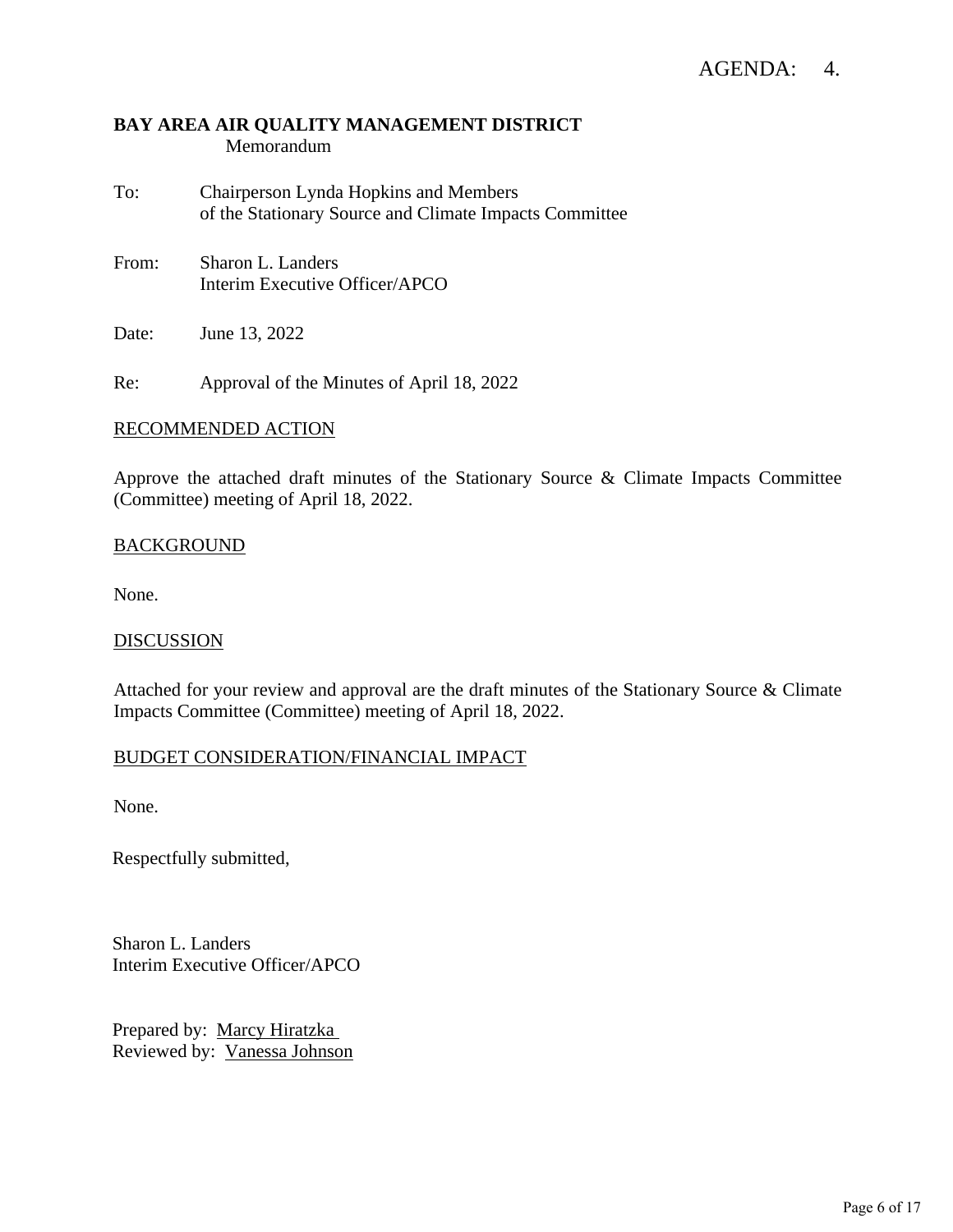AGENDA: 4.

**BAY AREA AIR QUALITY MANAGEMENT DISTRICT**
Memorandum

To: Chairperson Lynda Hopkins and Members of the Stationary Source and Climate Impacts Committee

From: Sharon L. Landers
Interim Executive Officer/APCO

Date: June 13, 2022

Re: Approval of the Minutes of April 18, 2022

RECOMMENDED ACTION

Approve the attached draft minutes of the Stationary Source & Climate Impacts Committee (Committee) meeting of April 18, 2022.

BACKGROUND

None.

DISCUSSION

Attached for your review and approval are the draft minutes of the Stationary Source & Climate Impacts Committee (Committee) meeting of April 18, 2022.

BUDGET CONSIDERATION/FINANCIAL IMPACT

None.

Respectfully submitted,

Sharon L. Landers
Interim Executive Officer/APCO

Prepared by: Marcy Hiratzka
Reviewed by: Vanessa Johnson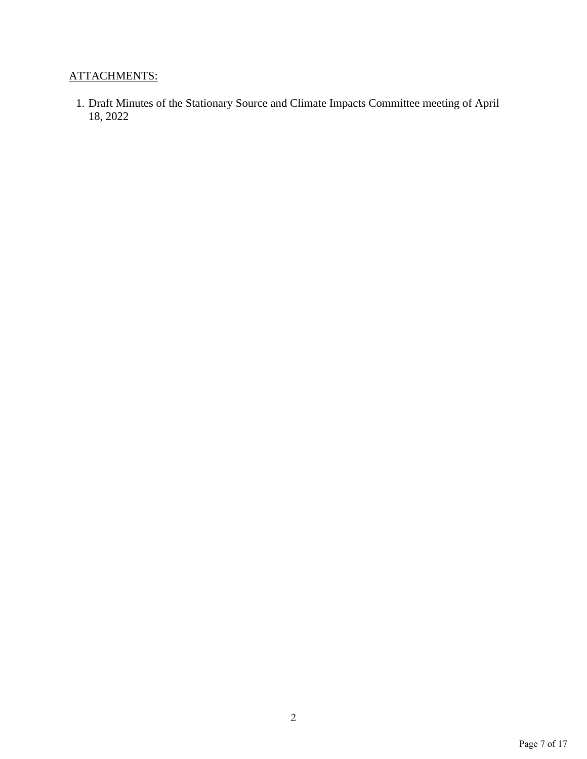ATTACHMENTS:

1. Draft Minutes of the Stationary Source and Climate Impacts Committee meeting of April 18, 2022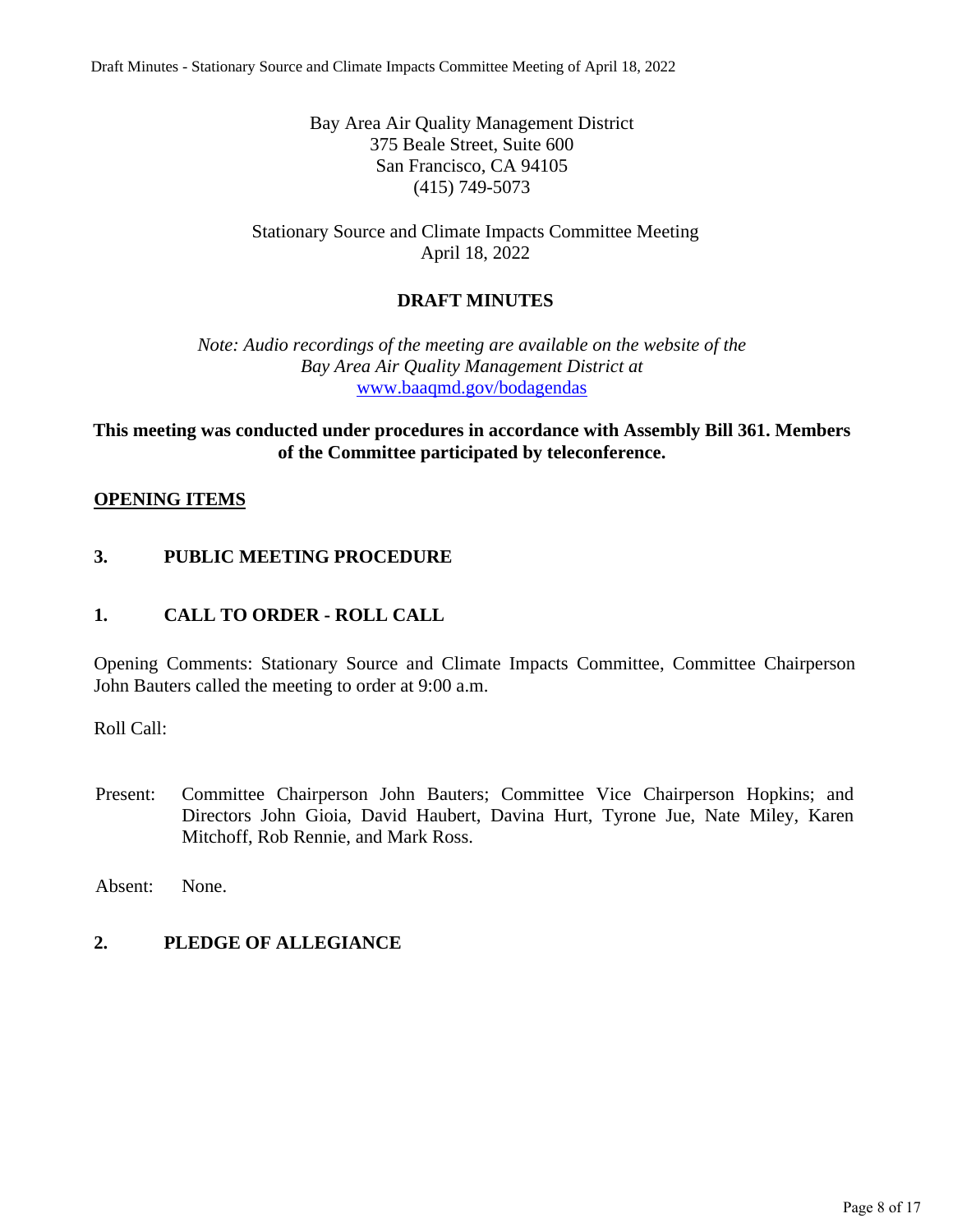Bay Area Air Quality Management District
375 Beale Street, Suite 600
San Francisco, CA 94105
(415) 749-5073

Stationary Source and Climate Impacts Committee Meeting
April 18, 2022

# DRAFT MINUTES

*Note: Audio recordings of the meeting are available on the website of the Bay Area Air Quality Management District at* [www.baaqmd.gov/bodagendas](www.baaqmd.gov/bodagendas)

**This meeting was conducted under procedures in accordance with Assembly Bill 361. Members of the Committee participated by teleconference.**

## OPENING ITEMS

### 3. PUBLIC MEETING PROCEDURE

### 1. CALL TO ORDER - ROLL CALL

Opening Comments: Stationary Source and Climate Impacts Committee, Committee Chairperson John Bauters called the meeting to order at 9:00 a.m.

Roll Call:

Present: Committee Chairperson John Bauters; Committee Vice Chairperson Hopkins; and Directors John Gioia, David Haubert, Davina Hurt, Tyrone Jue, Nate Miley, Karen Mitchoff, Rob Rennie, and Mark Ross.

Absent: None.

### 2. PLEDGE OF ALLEGIANCE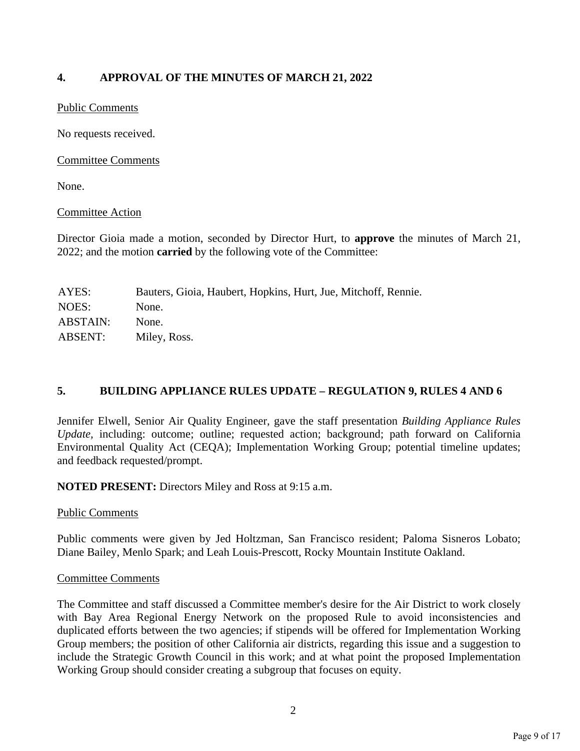## 4. APPROVAL OF THE MINUTES OF MARCH 21, 2022

Public Comments

No requests received.

Committee Comments

None.

Committee Action

Director Gioia made a motion, seconded by Director Hurt, to **approve** the minutes of March 21, 2022; and the motion **carried** by the following vote of the Committee:

| | |
|---|---|
| AYES: | Bauters, Gioia, Haubert, Hopkins, Hurt, Jue, Mitchoff, Rennie. |
| NOES: | None. |
| ABSTAIN: | None. |
| ABSENT: | Miley, Ross. |

## 5. BUILDING APPLIANCE RULES UPDATE – REGULATION 9, RULES 4 AND 6

Jennifer Elwell, Senior Air Quality Engineer, gave the staff presentation *Building Appliance Rules Update*, including: outcome; outline; requested action; background; path forward on California Environmental Quality Act (CEQA); Implementation Working Group; potential timeline updates; and feedback requested/prompt.

**NOTED PRESENT:** Directors Miley and Ross at 9:15 a.m.

Public Comments

Public comments were given by Jed Holtzman, San Francisco resident; Paloma Sisneros Lobato; Diane Bailey, Menlo Spark; and Leah Louis-Prescott, Rocky Mountain Institute Oakland.

Committee Comments

The Committee and staff discussed a Committee member's desire for the Air District to work closely with Bay Area Regional Energy Network on the proposed Rule to avoid inconsistencies and duplicated efforts between the two agencies; if stipends will be offered for Implementation Working Group members; the position of other California air districts, regarding this issue and a suggestion to include the Strategic Growth Council in this work; and at what point the proposed Implementation Working Group should consider creating a subgroup that focuses on equity.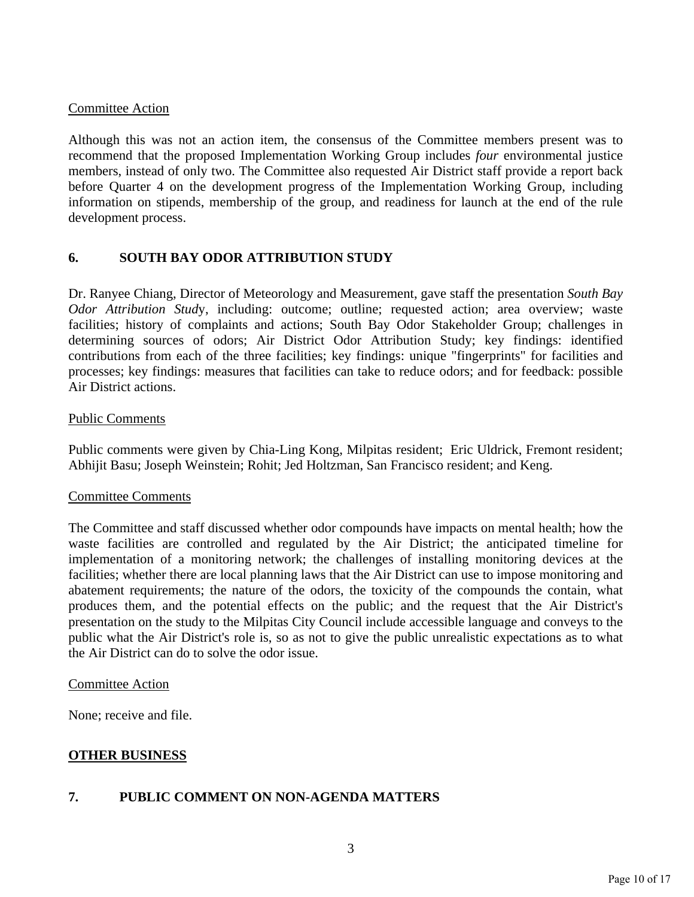Committee Action

Although this was not an action item, the consensus of the Committee members present was to recommend that the proposed Implementation Working Group includes *four* environmental justice members, instead of only two. The Committee also requested Air District staff provide a report back before Quarter 4 on the development progress of the Implementation Working Group, including information on stipends, membership of the group, and readiness for launch at the end of the rule development process.

## 6. SOUTH BAY ODOR ATTRIBUTION STUDY

Dr. Ranyee Chiang, Director of Meteorology and Measurement, gave staff the presentation *South Bay Odor Attribution Stud*y, including: outcome; outline; requested action; area overview; waste facilities; history of complaints and actions; South Bay Odor Stakeholder Group; challenges in determining sources of odors; Air District Odor Attribution Study; key findings: identified contributions from each of the three facilities; key findings: unique "fingerprints" for facilities and processes; key findings: measures that facilities can take to reduce odors; and for feedback: possible Air District actions.

Public Comments

Public comments were given by Chia-Ling Kong, Milpitas resident; Eric Uldrick, Fremont resident; Abhijit Basu; Joseph Weinstein; Rohit; Jed Holtzman, San Francisco resident; and Keng.

Committee Comments

The Committee and staff discussed whether odor compounds have impacts on mental health; how the waste facilities are controlled and regulated by the Air District; the anticipated timeline for implementation of a monitoring network; the challenges of installing monitoring devices at the facilities; whether there are local planning laws that the Air District can use to impose monitoring and abatement requirements; the nature of the odors, the toxicity of the compounds the contain, what produces them, and the potential effects on the public; and the request that the Air District's presentation on the study to the Milpitas City Council include accessible language and conveys to the public what the Air District's role is, so as not to give the public unrealistic expectations as to what the Air District can do to solve the odor issue.

Committee Action

None; receive and file.

## OTHER BUSINESS

## 7. PUBLIC COMMENT ON NON-AGENDA MATTERS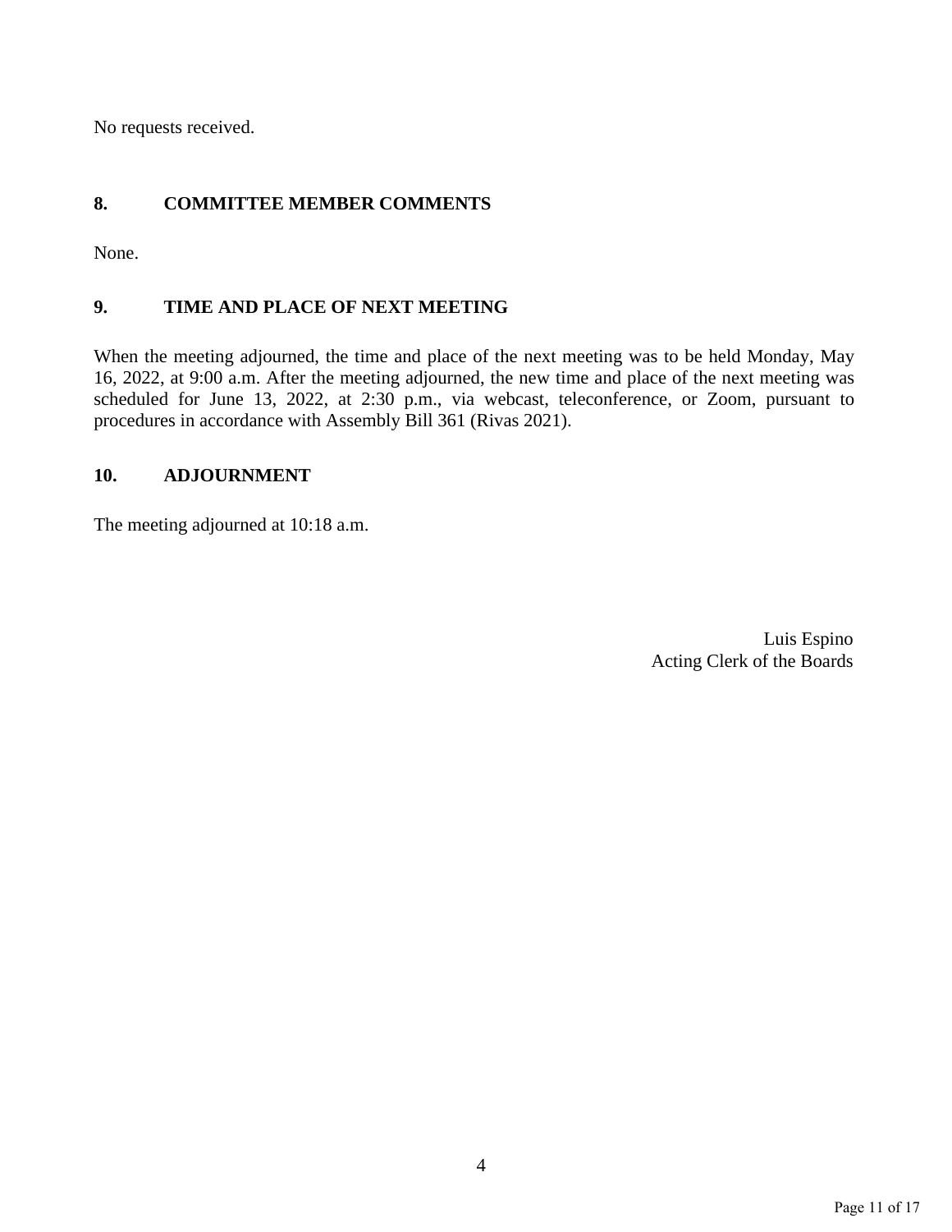No requests received.

**8. COMMITTEE MEMBER COMMENTS**

None.

**9. TIME AND PLACE OF NEXT MEETING**

When the meeting adjourned, the time and place of the next meeting was to be held Monday, May 16, 2022, at 9:00 a.m. After the meeting adjourned, the new time and place of the next meeting was scheduled for June 13, 2022, at 2:30 p.m., via webcast, teleconference, or Zoom, pursuant to procedures in accordance with Assembly Bill 361 (Rivas 2021).

**10. ADJOURNMENT**

The meeting adjourned at 10:18 a.m.

Luis Espino
Acting Clerk of the Boards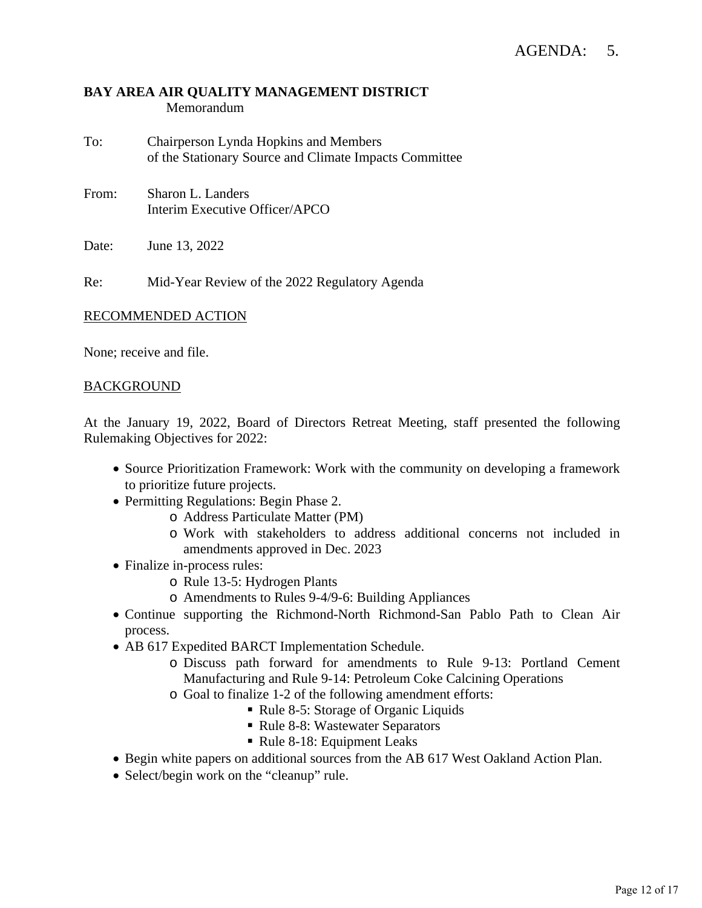AGENDA: 5.

**BAY AREA AIR QUALITY MANAGEMENT DISTRICT**
Memorandum

To: Chairperson Lynda Hopkins and Members
of the Stationary Source and Climate Impacts Committee

From: Sharon L. Landers
Interim Executive Officer/APCO

Date: June 13, 2022

Re: Mid-Year Review of the 2022 Regulatory Agenda

RECOMMENDED ACTION

None; receive and file.

BACKGROUND

At the January 19, 2022, Board of Directors Retreat Meeting, staff presented the following Rulemaking Objectives for 2022:

- Source Prioritization Framework: Work with the community on developing a framework to prioritize future projects.
- Permitting Regulations: Begin Phase 2.
  - Address Particulate Matter (PM)
  - Work with stakeholders to address additional concerns not included in amendments approved in Dec. 2023
- Finalize in-process rules:
  - Rule 13-5: Hydrogen Plants
  - Amendments to Rules 9-4/9-6: Building Appliances
- Continue supporting the Richmond-North Richmond-San Pablo Path to Clean Air process.
- AB 617 Expedited BARCT Implementation Schedule.
  - Discuss path forward for amendments to Rule 9-13: Portland Cement Manufacturing and Rule 9-14: Petroleum Coke Calcining Operations
  - Goal to finalize 1-2 of the following amendment efforts:
    - Rule 8-5: Storage of Organic Liquids
    - Rule 8-8: Wastewater Separators
    - Rule 8-18: Equipment Leaks
- Begin white papers on additional sources from the AB 617 West Oakland Action Plan.
- Select/begin work on the "cleanup" rule.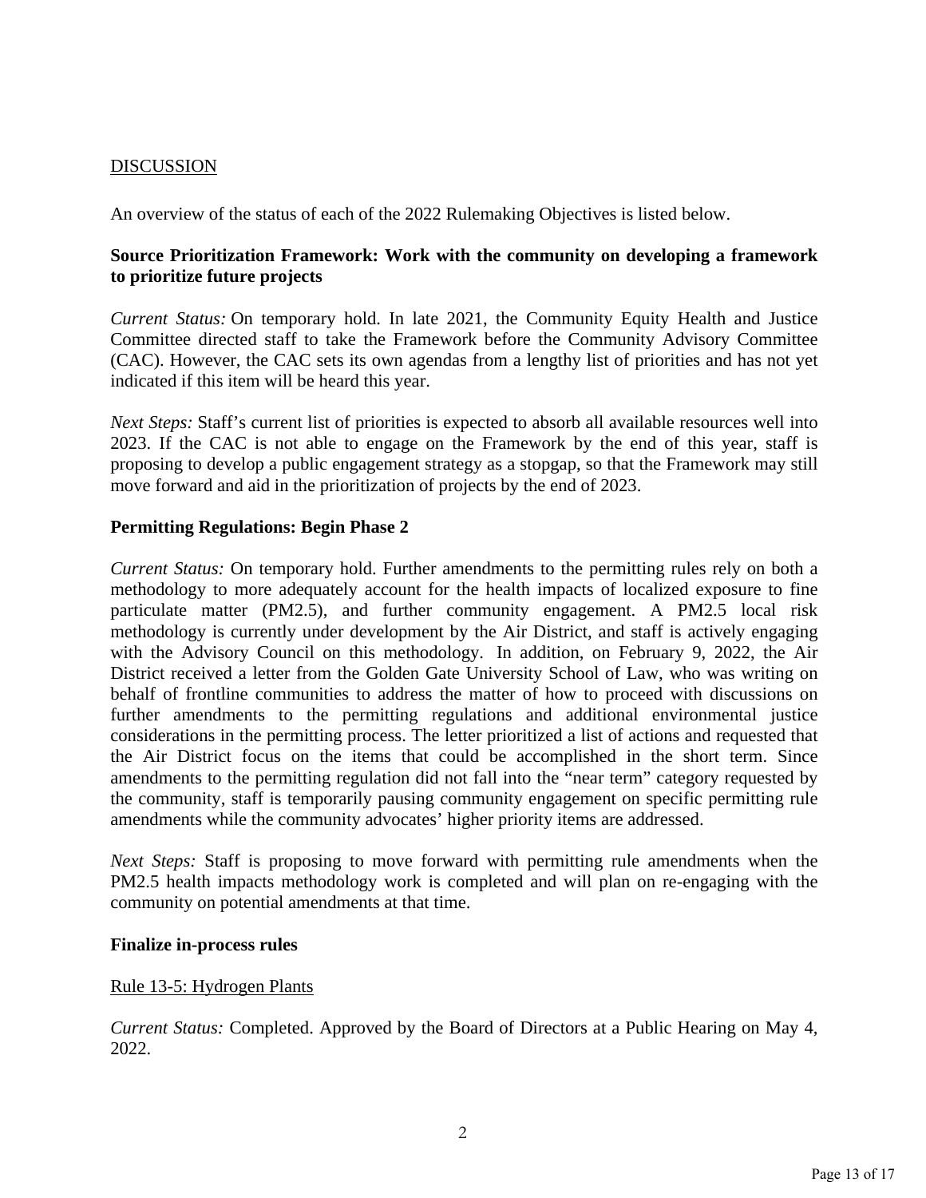## DISCUSSION

An overview of the status of each of the 2022 Rulemaking Objectives is listed below.

### Source Prioritization Framework: Work with the community on developing a framework to prioritize future projects

*Current Status:* On temporary hold. In late 2021, the Community Equity Health and Justice Committee directed staff to take the Framework before the Community Advisory Committee (CAC). However, the CAC sets its own agendas from a lengthy list of priorities and has not yet indicated if this item will be heard this year.

*Next Steps:* Staff's current list of priorities is expected to absorb all available resources well into 2023. If the CAC is not able to engage on the Framework by the end of this year, staff is proposing to develop a public engagement strategy as a stopgap, so that the Framework may still move forward and aid in the prioritization of projects by the end of 2023.

### Permitting Regulations: Begin Phase 2

*Current Status:* On temporary hold. Further amendments to the permitting rules rely on both a methodology to more adequately account for the health impacts of localized exposure to fine particulate matter (PM2.5), and further community engagement. A PM2.5 local risk methodology is currently under development by the Air District, and staff is actively engaging with the Advisory Council on this methodology. In addition, on February 9, 2022, the Air District received a letter from the Golden Gate University School of Law, who was writing on behalf of frontline communities to address the matter of how to proceed with discussions on further amendments to the permitting regulations and additional environmental justice considerations in the permitting process. The letter prioritized a list of actions and requested that the Air District focus on the items that could be accomplished in the short term. Since amendments to the permitting regulation did not fall into the "near term" category requested by the community, staff is temporarily pausing community engagement on specific permitting rule amendments while the community advocates' higher priority items are addressed.

*Next Steps:* Staff is proposing to move forward with permitting rule amendments when the PM2.5 health impacts methodology work is completed and will plan on re-engaging with the community on potential amendments at that time.

### Finalize in-process rules

#### Rule 13-5: Hydrogen Plants

*Current Status:* Completed. Approved by the Board of Directors at a Public Hearing on May 4, 2022.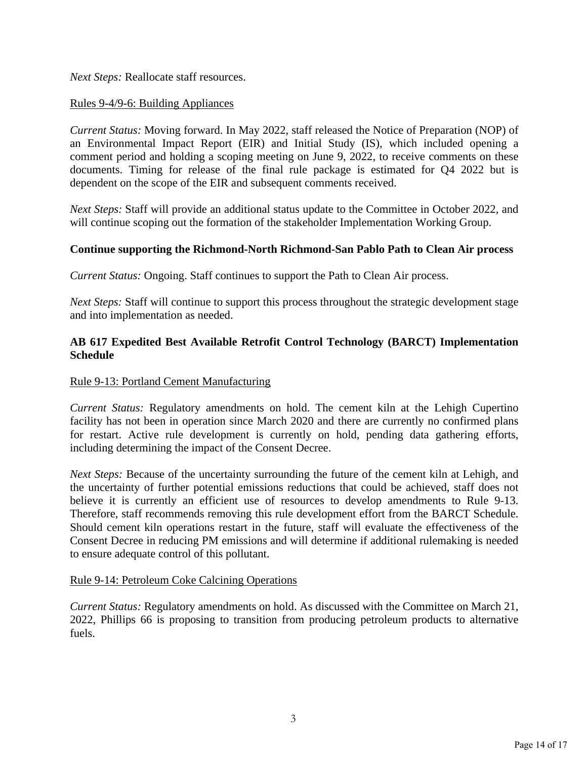*Next Steps:* Reallocate staff resources.

Rules 9-4/9-6: Building Appliances

*Current Status:* Moving forward. In May 2022, staff released the Notice of Preparation (NOP) of an Environmental Impact Report (EIR) and Initial Study (IS), which included opening a comment period and holding a scoping meeting on June 9, 2022, to receive comments on these documents. Timing for release of the final rule package is estimated for Q4 2022 but is dependent on the scope of the EIR and subsequent comments received.

*Next Steps:* Staff will provide an additional status update to the Committee in October 2022, and will continue scoping out the formation of the stakeholder Implementation Working Group.

**Continue supporting the Richmond-North Richmond-San Pablo Path to Clean Air process**

*Current Status:* Ongoing. Staff continues to support the Path to Clean Air process.

*Next Steps:* Staff will continue to support this process throughout the strategic development stage and into implementation as needed.

**AB 617 Expedited Best Available Retrofit Control Technology (BARCT) Implementation Schedule**

Rule 9-13: Portland Cement Manufacturing

*Current Status:* Regulatory amendments on hold. The cement kiln at the Lehigh Cupertino facility has not been in operation since March 2020 and there are currently no confirmed plans for restart. Active rule development is currently on hold, pending data gathering efforts, including determining the impact of the Consent Decree.

*Next Steps:* Because of the uncertainty surrounding the future of the cement kiln at Lehigh, and the uncertainty of further potential emissions reductions that could be achieved, staff does not believe it is currently an efficient use of resources to develop amendments to Rule 9-13. Therefore, staff recommends removing this rule development effort from the BARCT Schedule. Should cement kiln operations restart in the future, staff will evaluate the effectiveness of the Consent Decree in reducing PM emissions and will determine if additional rulemaking is needed to ensure adequate control of this pollutant.

Rule 9-14: Petroleum Coke Calcining Operations

*Current Status:* Regulatory amendments on hold. As discussed with the Committee on March 21, 2022, Phillips 66 is proposing to transition from producing petroleum products to alternative fuels.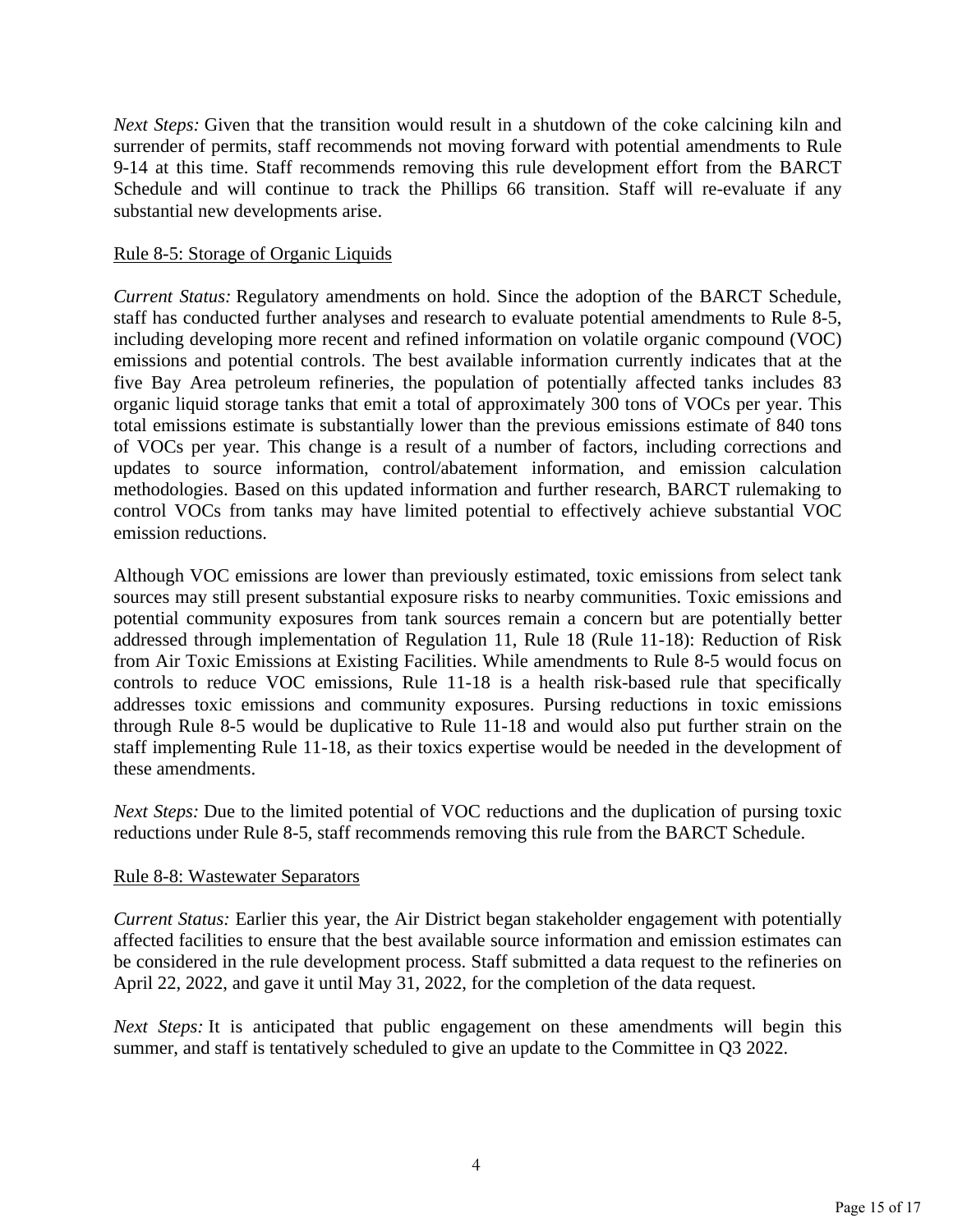*Next Steps:* Given that the transition would result in a shutdown of the coke calcining kiln and surrender of permits, staff recommends not moving forward with potential amendments to Rule 9-14 at this time. Staff recommends removing this rule development effort from the BARCT Schedule and will continue to track the Phillips 66 transition. Staff will re-evaluate if any substantial new developments arise.

Rule 8-5: Storage of Organic Liquids

*Current Status:* Regulatory amendments on hold. Since the adoption of the BARCT Schedule, staff has conducted further analyses and research to evaluate potential amendments to Rule 8-5, including developing more recent and refined information on volatile organic compound (VOC) emissions and potential controls. The best available information currently indicates that at the five Bay Area petroleum refineries, the population of potentially affected tanks includes 83 organic liquid storage tanks that emit a total of approximately 300 tons of VOCs per year. This total emissions estimate is substantially lower than the previous emissions estimate of 840 tons of VOCs per year. This change is a result of a number of factors, including corrections and updates to source information, control/abatement information, and emission calculation methodologies. Based on this updated information and further research, BARCT rulemaking to control VOCs from tanks may have limited potential to effectively achieve substantial VOC emission reductions.

Although VOC emissions are lower than previously estimated, toxic emissions from select tank sources may still present substantial exposure risks to nearby communities. Toxic emissions and potential community exposures from tank sources remain a concern but are potentially better addressed through implementation of Regulation 11, Rule 18 (Rule 11-18): Reduction of Risk from Air Toxic Emissions at Existing Facilities. While amendments to Rule 8-5 would focus on controls to reduce VOC emissions, Rule 11-18 is a health risk-based rule that specifically addresses toxic emissions and community exposures. Pursing reductions in toxic emissions through Rule 8-5 would be duplicative to Rule 11-18 and would also put further strain on the staff implementing Rule 11-18, as their toxics expertise would be needed in the development of these amendments.

*Next Steps:* Due to the limited potential of VOC reductions and the duplication of pursing toxic reductions under Rule 8-5, staff recommends removing this rule from the BARCT Schedule.

Rule 8-8: Wastewater Separators

*Current Status:* Earlier this year, the Air District began stakeholder engagement with potentially affected facilities to ensure that the best available source information and emission estimates can be considered in the rule development process. Staff submitted a data request to the refineries on April 22, 2022, and gave it until May 31, 2022, for the completion of the data request.

*Next Steps:* It is anticipated that public engagement on these amendments will begin this summer, and staff is tentatively scheduled to give an update to the Committee in Q3 2022.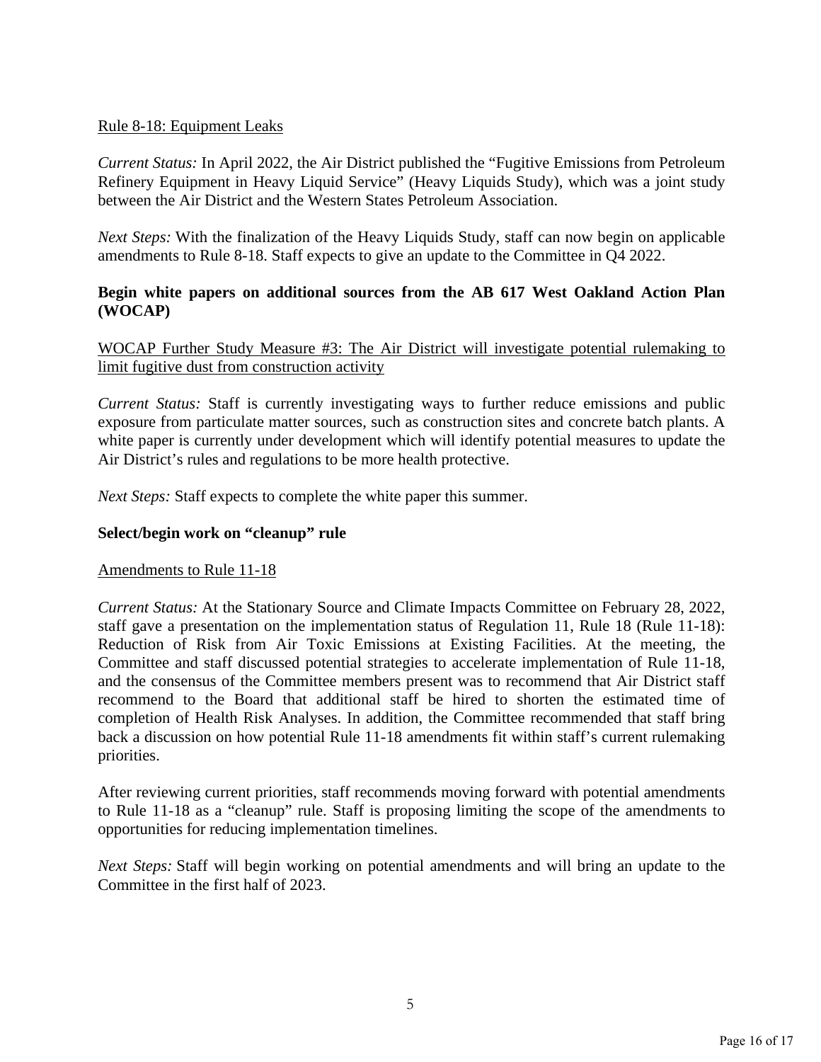Rule 8-18: Equipment Leaks

*Current Status:* In April 2022, the Air District published the "Fugitive Emissions from Petroleum Refinery Equipment in Heavy Liquid Service" (Heavy Liquids Study), which was a joint study between the Air District and the Western States Petroleum Association.

*Next Steps:* With the finalization of the Heavy Liquids Study, staff can now begin on applicable amendments to Rule 8-18. Staff expects to give an update to the Committee in Q4 2022.

**Begin white papers on additional sources from the AB 617 West Oakland Action Plan (WOCAP)**

WOCAP Further Study Measure #3: The Air District will investigate potential rulemaking to limit fugitive dust from construction activity

*Current Status:* Staff is currently investigating ways to further reduce emissions and public exposure from particulate matter sources, such as construction sites and concrete batch plants. A white paper is currently under development which will identify potential measures to update the Air District's rules and regulations to be more health protective.

*Next Steps:* Staff expects to complete the white paper this summer.

**Select/begin work on "cleanup" rule**

Amendments to Rule 11-18

*Current Status:* At the Stationary Source and Climate Impacts Committee on February 28, 2022, staff gave a presentation on the implementation status of Regulation 11, Rule 18 (Rule 11-18): Reduction of Risk from Air Toxic Emissions at Existing Facilities. At the meeting, the Committee and staff discussed potential strategies to accelerate implementation of Rule 11-18, and the consensus of the Committee members present was to recommend that Air District staff recommend to the Board that additional staff be hired to shorten the estimated time of completion of Health Risk Analyses. In addition, the Committee recommended that staff bring back a discussion on how potential Rule 11-18 amendments fit within staff's current rulemaking priorities.

After reviewing current priorities, staff recommends moving forward with potential amendments to Rule 11-18 as a "cleanup" rule. Staff is proposing limiting the scope of the amendments to opportunities for reducing implementation timelines.

*Next Steps:* Staff will begin working on potential amendments and will bring an update to the Committee in the first half of 2023.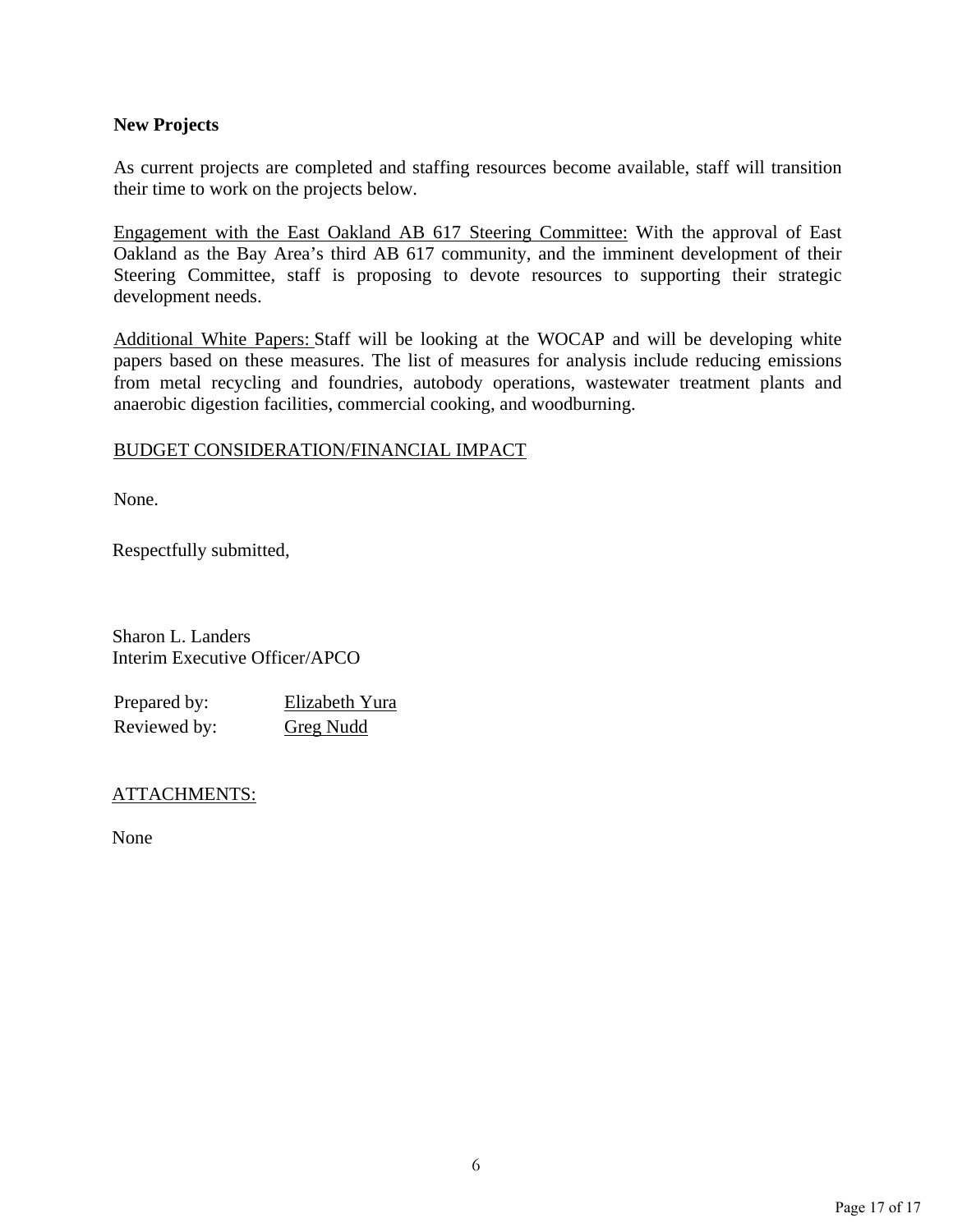**New Projects**

As current projects are completed and staffing resources become available, staff will transition their time to work on the projects below.

Engagement with the East Oakland AB 617 Steering Committee: With the approval of East Oakland as the Bay Area's third AB 617 community, and the imminent development of their Steering Committee, staff is proposing to devote resources to supporting their strategic development needs.

Additional White Papers: Staff will be looking at the WOCAP and will be developing white papers based on these measures. The list of measures for analysis include reducing emissions from metal recycling and foundries, autobody operations, wastewater treatment plants and anaerobic digestion facilities, commercial cooking, and woodburning.

BUDGET CONSIDERATION/FINANCIAL IMPACT

None.

Respectfully submitted,

Sharon L. Landers
Interim Executive Officer/APCO

Prepared by: Elizabeth Yura
Reviewed by: Greg Nudd

ATTACHMENTS:

None